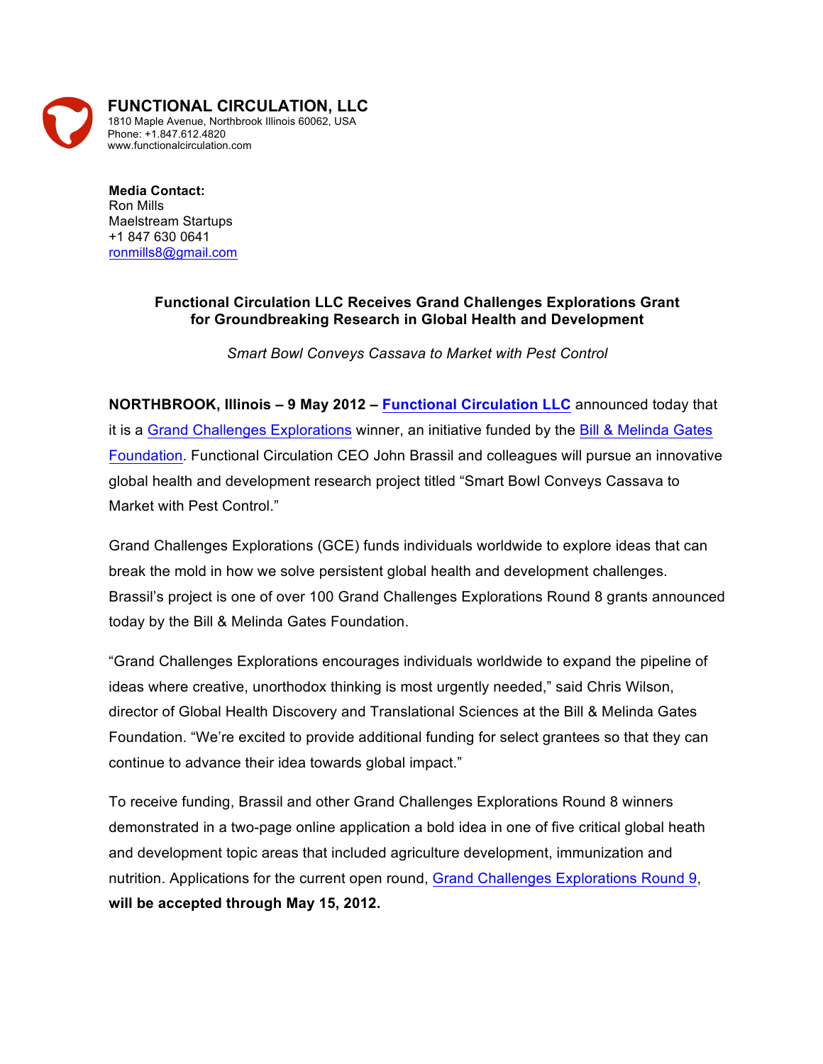**FUNCTIONAL CIRCULATION, LLC**
1810 Maple Avenue, Northbrook Illinois 60062, USA
Phone: +1.847.612.4820
www.functionalcirculation.com

**Media Contact:**
Ron Mills
Maelstream Startups
+1 847 630 0641
ronmills8@gmail.com

**Functional Circulation LLC Receives Grand Challenges Explorations Grant for Groundbreaking Research in Global Health and Development**

*Smart Bowl Conveys Cassava to Market with Pest Control*

**NORTHBROOK, Illinois – 9 May 2012 – Functional Circulation LLC** announced today that it is a Grand Challenges Explorations winner, an initiative funded by the Bill & Melinda Gates Foundation. Functional Circulation CEO John Brassil and colleagues will pursue an innovative global health and development research project titled "Smart Bowl Conveys Cassava to Market with Pest Control."

Grand Challenges Explorations (GCE) funds individuals worldwide to explore ideas that can break the mold in how we solve persistent global health and development challenges. Brassil's project is one of over 100 Grand Challenges Explorations Round 8 grants announced today by the Bill & Melinda Gates Foundation.

"Grand Challenges Explorations encourages individuals worldwide to expand the pipeline of ideas where creative, unorthodox thinking is most urgently needed," said Chris Wilson, director of Global Health Discovery and Translational Sciences at the Bill & Melinda Gates Foundation. "We're excited to provide additional funding for select grantees so that they can continue to advance their idea towards global impact."

To receive funding, Brassil and other Grand Challenges Explorations Round 8 winners demonstrated in a two-page online application a bold idea in one of five critical global heath and development topic areas that included agriculture development, immunization and nutrition. Applications for the current open round, Grand Challenges Explorations Round 9, **will be accepted through May 15, 2012.**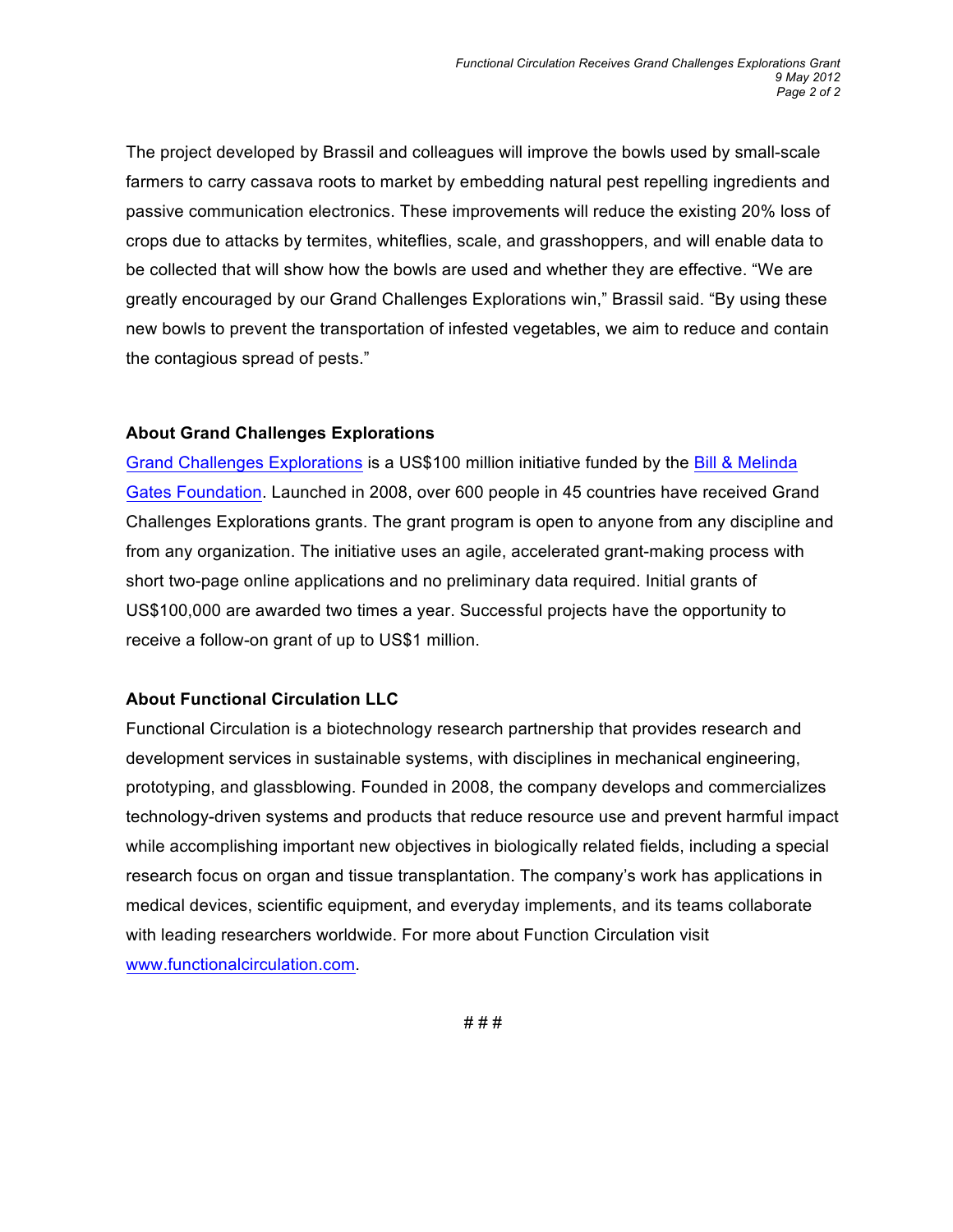The project developed by Brassil and colleagues will improve the bowls used by small-scale farmers to carry cassava roots to market by embedding natural pest repelling ingredients and passive communication electronics. These improvements will reduce the existing 20% loss of crops due to attacks by termites, whiteflies, scale, and grasshoppers, and will enable data to be collected that will show how the bowls are used and whether they are effective. "We are greatly encouraged by our Grand Challenges Explorations win," Brassil said. "By using these new bowls to prevent the transportation of infested vegetables, we aim to reduce and contain the contagious spread of pests."

**About Grand Challenges Explorations**

Grand Challenges Explorations is a US$100 million initiative funded by the Bill & Melinda Gates Foundation. Launched in 2008, over 600 people in 45 countries have received Grand Challenges Explorations grants. The grant program is open to anyone from any discipline and from any organization. The initiative uses an agile, accelerated grant-making process with short two-page online applications and no preliminary data required. Initial grants of US$100,000 are awarded two times a year. Successful projects have the opportunity to receive a follow-on grant of up to US$1 million.

**About Functional Circulation LLC**

Functional Circulation is a biotechnology research partnership that provides research and development services in sustainable systems, with disciplines in mechanical engineering, prototyping, and glassblowing. Founded in 2008, the company develops and commercializes technology-driven systems and products that reduce resource use and prevent harmful impact while accomplishing important new objectives in biologically related fields, including a special research focus on organ and tissue transplantation. The company's work has applications in medical devices, scientific equipment, and everyday implements, and its teams collaborate with leading researchers worldwide. For more about Function Circulation visit www.functionalcirculation.com.

# # #